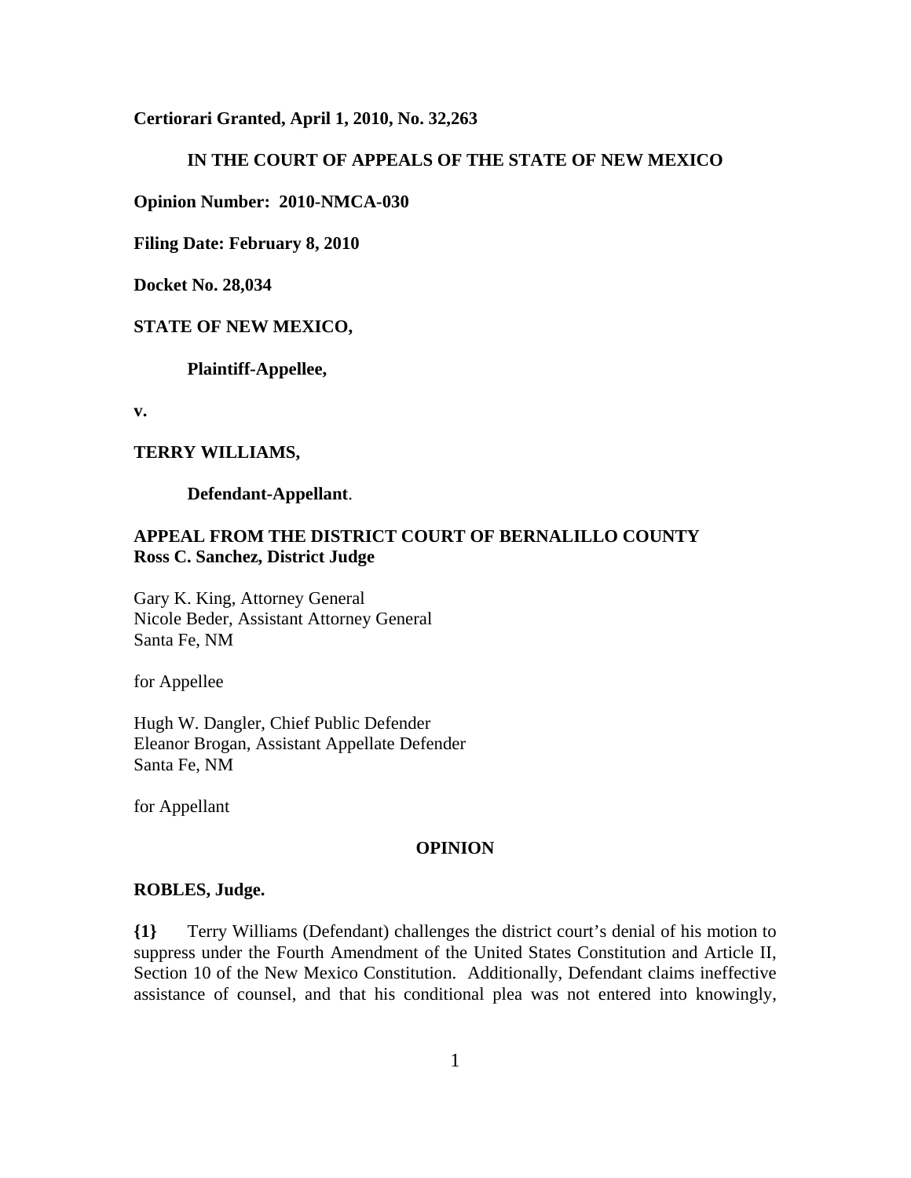**Certiorari Granted, April 1, 2010, No. 32,263**

**IN THE COURT OF APPEALS OF THE STATE OF NEW MEXICO**

**Opinion Number: 2010-NMCA-030**

**Filing Date: February 8, 2010**

**Docket No. 28,034**

**STATE OF NEW MEXICO,**

**Plaintiff-Appellee,**

**v.**

**TERRY WILLIAMS,**

**Defendant-Appellant**.

**APPEAL FROM THE DISTRICT COURT OF BERNALILLO COUNTY**
**Ross C. Sanchez, District Judge**

Gary K. King, Attorney General
Nicole Beder, Assistant Attorney General
Santa Fe, NM

for Appellee

Hugh W. Dangler, Chief Public Defender
Eleanor Brogan, Assistant Appellate Defender
Santa Fe, NM

for Appellant

**OPINION**

**ROBLES, Judge.**

**{1}** Terry Williams (Defendant) challenges the district court's denial of his motion to suppress under the Fourth Amendment of the United States Constitution and Article II, Section 10 of the New Mexico Constitution. Additionally, Defendant claims ineffective assistance of counsel, and that his conditional plea was not entered into knowingly,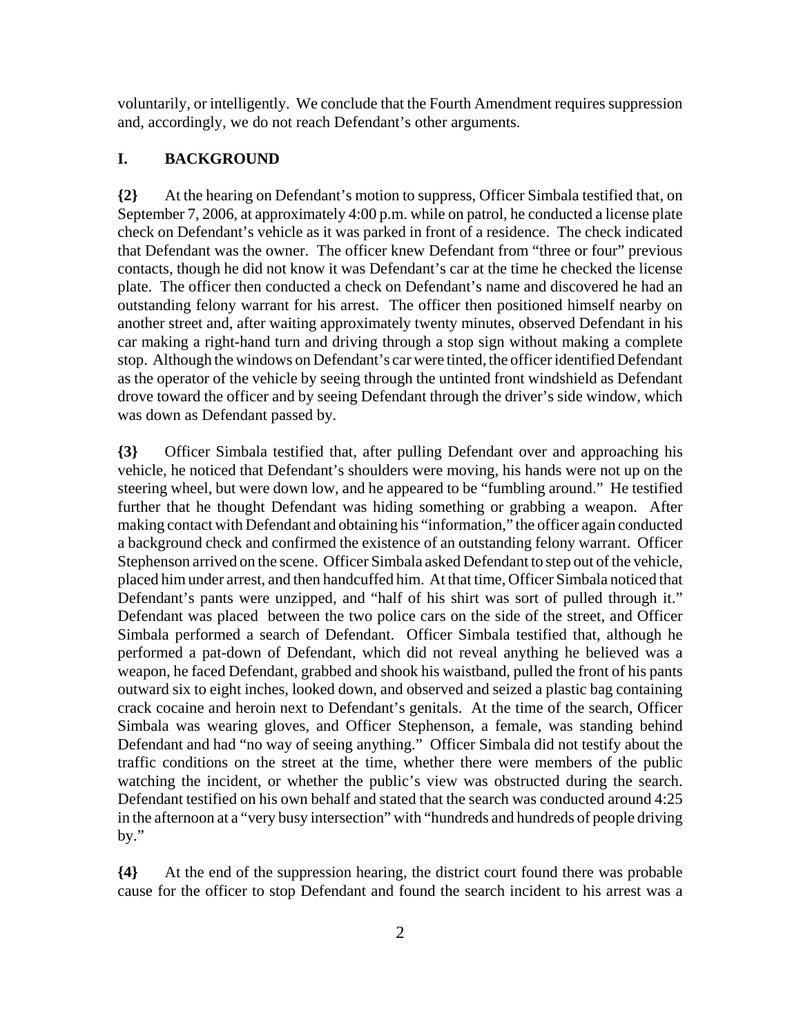voluntarily, or intelligently. We conclude that the Fourth Amendment requires suppression and, accordingly, we do not reach Defendant's other arguments.

## I. BACKGROUND

**{2}** At the hearing on Defendant's motion to suppress, Officer Simbala testified that, on September 7, 2006, at approximately 4:00 p.m. while on patrol, he conducted a license plate check on Defendant's vehicle as it was parked in front of a residence. The check indicated that Defendant was the owner. The officer knew Defendant from "three or four" previous contacts, though he did not know it was Defendant's car at the time he checked the license plate. The officer then conducted a check on Defendant's name and discovered he had an outstanding felony warrant for his arrest. The officer then positioned himself nearby on another street and, after waiting approximately twenty minutes, observed Defendant in his car making a right-hand turn and driving through a stop sign without making a complete stop. Although the windows on Defendant's car were tinted, the officer identified Defendant as the operator of the vehicle by seeing through the untinted front windshield as Defendant drove toward the officer and by seeing Defendant through the driver's side window, which was down as Defendant passed by.

**{3}** Officer Simbala testified that, after pulling Defendant over and approaching his vehicle, he noticed that Defendant's shoulders were moving, his hands were not up on the steering wheel, but were down low, and he appeared to be "fumbling around." He testified further that he thought Defendant was hiding something or grabbing a weapon. After making contact with Defendant and obtaining his "information," the officer again conducted a background check and confirmed the existence of an outstanding felony warrant. Officer Stephenson arrived on the scene. Officer Simbala asked Defendant to step out of the vehicle, placed him under arrest, and then handcuffed him. At that time, Officer Simbala noticed that Defendant's pants were unzipped, and "half of his shirt was sort of pulled through it." Defendant was placed between the two police cars on the side of the street, and Officer Simbala performed a search of Defendant. Officer Simbala testified that, although he performed a pat-down of Defendant, which did not reveal anything he believed was a weapon, he faced Defendant, grabbed and shook his waistband, pulled the front of his pants outward six to eight inches, looked down, and observed and seized a plastic bag containing crack cocaine and heroin next to Defendant's genitals. At the time of the search, Officer Simbala was wearing gloves, and Officer Stephenson, a female, was standing behind Defendant and had "no way of seeing anything." Officer Simbala did not testify about the traffic conditions on the street at the time, whether there were members of the public watching the incident, or whether the public's view was obstructed during the search. Defendant testified on his own behalf and stated that the search was conducted around 4:25 in the afternoon at a "very busy intersection" with "hundreds and hundreds of people driving by."

**{4}** At the end of the suppression hearing, the district court found there was probable cause for the officer to stop Defendant and found the search incident to his arrest was a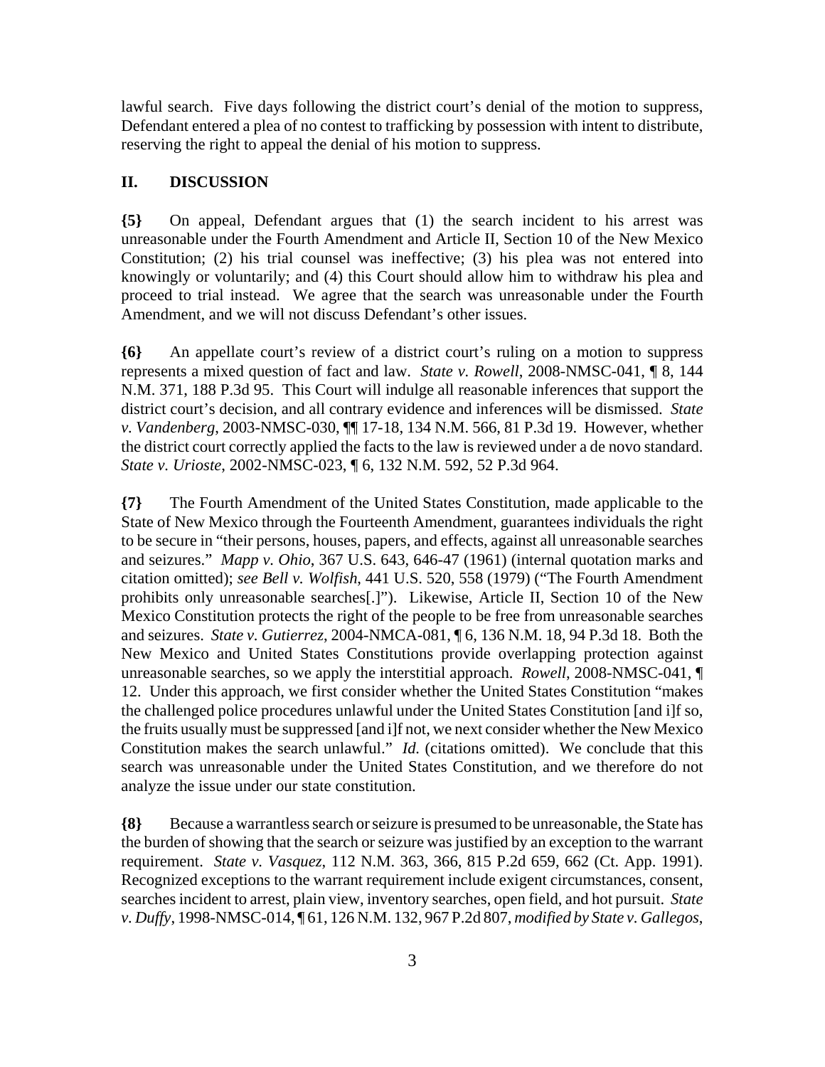lawful search. Five days following the district court's denial of the motion to suppress, Defendant entered a plea of no contest to trafficking by possession with intent to distribute, reserving the right to appeal the denial of his motion to suppress.

## II. DISCUSSION

**{5}** On appeal, Defendant argues that (1) the search incident to his arrest was unreasonable under the Fourth Amendment and Article II, Section 10 of the New Mexico Constitution; (2) his trial counsel was ineffective; (3) his plea was not entered into knowingly or voluntarily; and (4) this Court should allow him to withdraw his plea and proceed to trial instead. We agree that the search was unreasonable under the Fourth Amendment, and we will not discuss Defendant's other issues.

**{6}** An appellate court's review of a district court's ruling on a motion to suppress represents a mixed question of fact and law. *State v. Rowell*, 2008-NMSC-041, ¶ 8, 144 N.M. 371, 188 P.3d 95. This Court will indulge all reasonable inferences that support the district court's decision, and all contrary evidence and inferences will be dismissed. *State v. Vandenberg*, 2003-NMSC-030, ¶¶ 17-18, 134 N.M. 566, 81 P.3d 19. However, whether the district court correctly applied the facts to the law is reviewed under a de novo standard. *State v. Urioste*, 2002-NMSC-023, ¶ 6, 132 N.M. 592, 52 P.3d 964.

**{7}** The Fourth Amendment of the United States Constitution, made applicable to the State of New Mexico through the Fourteenth Amendment, guarantees individuals the right to be secure in "their persons, houses, papers, and effects, against all unreasonable searches and seizures." *Mapp v. Ohio*, 367 U.S. 643, 646-47 (1961) (internal quotation marks and citation omitted); *see Bell v. Wolfish*, 441 U.S. 520, 558 (1979) ("The Fourth Amendment prohibits only unreasonable searches[.]"). Likewise, Article II, Section 10 of the New Mexico Constitution protects the right of the people to be free from unreasonable searches and seizures. *State v. Gutierrez*, 2004-NMCA-081, ¶ 6, 136 N.M. 18, 94 P.3d 18. Both the New Mexico and United States Constitutions provide overlapping protection against unreasonable searches, so we apply the interstitial approach. *Rowell*, 2008-NMSC-041, ¶ 12. Under this approach, we first consider whether the United States Constitution "makes the challenged police procedures unlawful under the United States Constitution [and i]f so, the fruits usually must be suppressed [and i]f not, we next consider whether the New Mexico Constitution makes the search unlawful." *Id.* (citations omitted). We conclude that this search was unreasonable under the United States Constitution, and we therefore do not analyze the issue under our state constitution.

**{8}** Because a warrantless search or seizure is presumed to be unreasonable, the State has the burden of showing that the search or seizure was justified by an exception to the warrant requirement. *State v. Vasquez*, 112 N.M. 363, 366, 815 P.2d 659, 662 (Ct. App. 1991). Recognized exceptions to the warrant requirement include exigent circumstances, consent, searches incident to arrest, plain view, inventory searches, open field, and hot pursuit. *State v. Duffy*, 1998-NMSC-014, ¶ 61, 126 N.M. 132, 967 P.2d 807, *modified by State v. Gallegos*,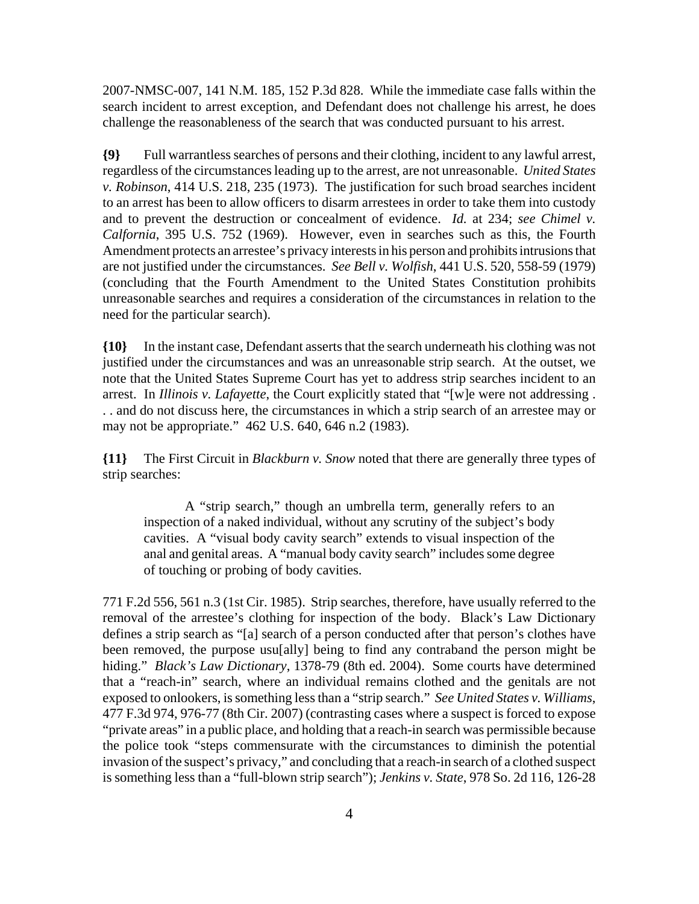2007-NMSC-007, 141 N.M. 185, 152 P.3d 828. While the immediate case falls within the search incident to arrest exception, and Defendant does not challenge his arrest, he does challenge the reasonableness of the search that was conducted pursuant to his arrest.

**{9}** Full warrantless searches of persons and their clothing, incident to any lawful arrest, regardless of the circumstances leading up to the arrest, are not unreasonable. *United States v. Robinson*, 414 U.S. 218, 235 (1973). The justification for such broad searches incident to an arrest has been to allow officers to disarm arrestees in order to take them into custody and to prevent the destruction or concealment of evidence. *Id.* at 234; *see Chimel v. Calfornia*, 395 U.S. 752 (1969). However, even in searches such as this, the Fourth Amendment protects an arrestee's privacy interests in his person and prohibits intrusions that are not justified under the circumstances. *See Bell v. Wolfish*, 441 U.S. 520, 558-59 (1979) (concluding that the Fourth Amendment to the United States Constitution prohibits unreasonable searches and requires a consideration of the circumstances in relation to the need for the particular search).

**{10}** In the instant case, Defendant asserts that the search underneath his clothing was not justified under the circumstances and was an unreasonable strip search. At the outset, we note that the United States Supreme Court has yet to address strip searches incident to an arrest. In *Illinois v. Lafayette*, the Court explicitly stated that "[w]e were not addressing . . . and do not discuss here, the circumstances in which a strip search of an arrestee may or may not be appropriate." 462 U.S. 640, 646 n.2 (1983).

**{11}** The First Circuit in *Blackburn v. Snow* noted that there are generally three types of strip searches:

> A "strip search," though an umbrella term, generally refers to an inspection of a naked individual, without any scrutiny of the subject's body cavities. A "visual body cavity search" extends to visual inspection of the anal and genital areas. A "manual body cavity search" includes some degree of touching or probing of body cavities.

771 F.2d 556, 561 n.3 (1st Cir. 1985). Strip searches, therefore, have usually referred to the removal of the arrestee's clothing for inspection of the body. Black's Law Dictionary defines a strip search as "[a] search of a person conducted after that person's clothes have been removed, the purpose usu[ally] being to find any contraband the person might be hiding." *Black's Law Dictionary*, 1378-79 (8th ed. 2004). Some courts have determined that a "reach-in" search, where an individual remains clothed and the genitals are not exposed to onlookers, is something less than a "strip search." *See United States v. Williams*, 477 F.3d 974, 976-77 (8th Cir. 2007) (contrasting cases where a suspect is forced to expose "private areas" in a public place, and holding that a reach-in search was permissible because the police took "steps commensurate with the circumstances to diminish the potential invasion of the suspect's privacy," and concluding that a reach-in search of a clothed suspect is something less than a "full-blown strip search"); *Jenkins v. State*, 978 So. 2d 116, 126-28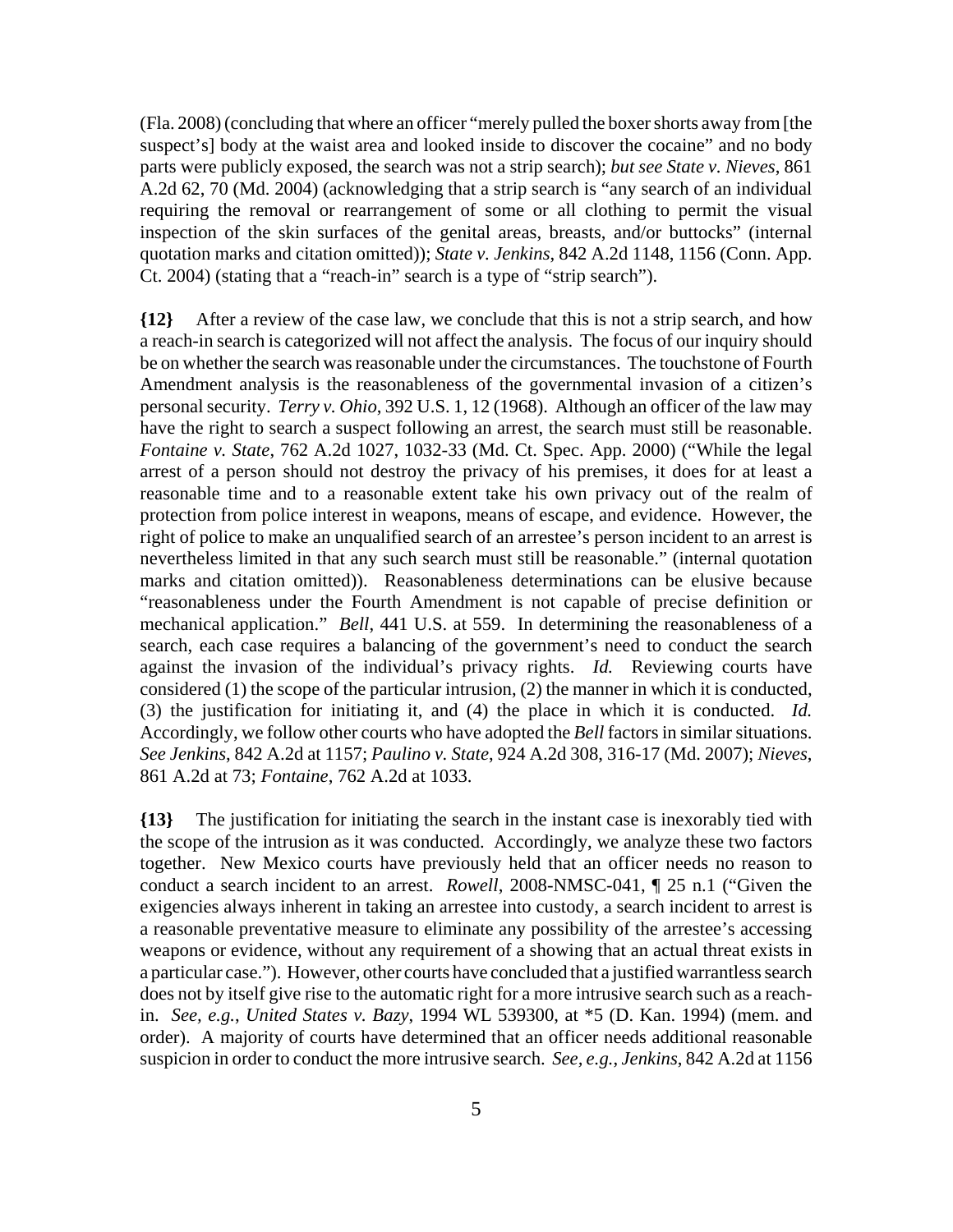(Fla. 2008) (concluding that where an officer "merely pulled the boxer shorts away from [the suspect's] body at the waist area and looked inside to discover the cocaine" and no body parts were publicly exposed, the search was not a strip search); *but see State v. Nieves*, 861 A.2d 62, 70 (Md. 2004) (acknowledging that a strip search is "any search of an individual requiring the removal or rearrangement of some or all clothing to permit the visual inspection of the skin surfaces of the genital areas, breasts, and/or buttocks" (internal quotation marks and citation omitted)); *State v. Jenkins*, 842 A.2d 1148, 1156 (Conn. App. Ct. 2004) (stating that a "reach-in" search is a type of "strip search").

**{12}** After a review of the case law, we conclude that this is not a strip search, and how a reach-in search is categorized will not affect the analysis. The focus of our inquiry should be on whether the search was reasonable under the circumstances. The touchstone of Fourth Amendment analysis is the reasonableness of the governmental invasion of a citizen's personal security. *Terry v. Ohio*, 392 U.S. 1, 12 (1968). Although an officer of the law may have the right to search a suspect following an arrest, the search must still be reasonable. *Fontaine v. State*, 762 A.2d 1027, 1032-33 (Md. Ct. Spec. App. 2000) ("While the legal arrest of a person should not destroy the privacy of his premises, it does for at least a reasonable time and to a reasonable extent take his own privacy out of the realm of protection from police interest in weapons, means of escape, and evidence. However, the right of police to make an unqualified search of an arrestee's person incident to an arrest is nevertheless limited in that any such search must still be reasonable." (internal quotation marks and citation omitted)). Reasonableness determinations can be elusive because "reasonableness under the Fourth Amendment is not capable of precise definition or mechanical application." *Bell*, 441 U.S. at 559. In determining the reasonableness of a search, each case requires a balancing of the government's need to conduct the search against the invasion of the individual's privacy rights. *Id.* Reviewing courts have considered (1) the scope of the particular intrusion, (2) the manner in which it is conducted, (3) the justification for initiating it, and (4) the place in which it is conducted. *Id.* Accordingly, we follow other courts who have adopted the *Bell* factors in similar situations. *See Jenkins*, 842 A.2d at 1157; *Paulino v. State*, 924 A.2d 308, 316-17 (Md. 2007); *Nieves*, 861 A.2d at 73; *Fontaine*, 762 A.2d at 1033.

**{13}** The justification for initiating the search in the instant case is inexorably tied with the scope of the intrusion as it was conducted. Accordingly, we analyze these two factors together. New Mexico courts have previously held that an officer needs no reason to conduct a search incident to an arrest. *Rowell*, 2008-NMSC-041, ¶ 25 n.1 ("Given the exigencies always inherent in taking an arrestee into custody, a search incident to arrest is a reasonable preventative measure to eliminate any possibility of the arrestee's accessing weapons or evidence, without any requirement of a showing that an actual threat exists in a particular case."). However, other courts have concluded that a justified warrantless search does not by itself give rise to the automatic right for a more intrusive search such as a reach-in. *See, e.g.*, *United States v. Bazy*, 1994 WL 539300, at *5 (D. Kan. 1994) (mem. and order). A majority of courts have determined that an officer needs additional reasonable suspicion in order to conduct the more intrusive search. *See, e.g.*, *Jenkins*, 842 A.2d at 1156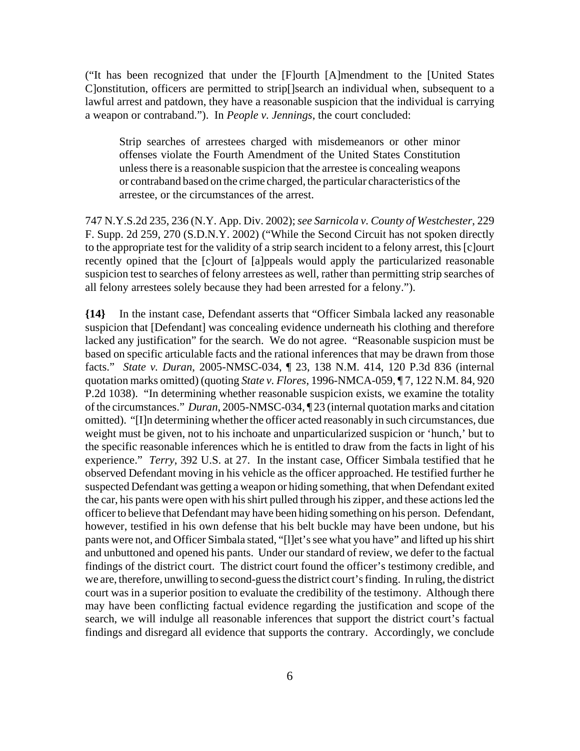("It has been recognized that under the [F]ourth [A]mendment to the [United States C]onstitution, officers are permitted to strip[]search an individual when, subsequent to a lawful arrest and patdown, they have a reasonable suspicion that the individual is carrying a weapon or contraband."). In *People v. Jennings*, the court concluded:

> Strip searches of arrestees charged with misdemeanors or other minor offenses violate the Fourth Amendment of the United States Constitution unless there is a reasonable suspicion that the arrestee is concealing weapons or contraband based on the crime charged, the particular characteristics of the arrestee, or the circumstances of the arrest.

747 N.Y.S.2d 235, 236 (N.Y. App. Div. 2002); *see Sarnicola v. County of Westchester*, 229 F. Supp. 2d 259, 270 (S.D.N.Y. 2002) ("While the Second Circuit has not spoken directly to the appropriate test for the validity of a strip search incident to a felony arrest, this [c]ourt recently opined that the [c]ourt of [a]ppeals would apply the particularized reasonable suspicion test to searches of felony arrestees as well, rather than permitting strip searches of all felony arrestees solely because they had been arrested for a felony.").

**{14}** In the instant case, Defendant asserts that "Officer Simbala lacked any reasonable suspicion that [Defendant] was concealing evidence underneath his clothing and therefore lacked any justification" for the search. We do not agree. "Reasonable suspicion must be based on specific articulable facts and the rational inferences that may be drawn from those facts." *State v. Duran*, 2005-NMSC-034, ¶ 23, 138 N.M. 414, 120 P.3d 836 (internal quotation marks omitted) (quoting *State v. Flores*, 1996-NMCA-059, ¶ 7, 122 N.M. 84, 920 P.2d 1038). "In determining whether reasonable suspicion exists, we examine the totality of the circumstances." *Duran*, 2005-NMSC-034, ¶ 23 (internal quotation marks and citation omitted). "[I]n determining whether the officer acted reasonably in such circumstances, due weight must be given, not to his inchoate and unparticularized suspicion or 'hunch,' but to the specific reasonable inferences which he is entitled to draw from the facts in light of his experience." *Terry*, 392 U.S. at 27. In the instant case, Officer Simbala testified that he observed Defendant moving in his vehicle as the officer approached. He testified further he suspected Defendant was getting a weapon or hiding something, that when Defendant exited the car, his pants were open with his shirt pulled through his zipper, and these actions led the officer to believe that Defendant may have been hiding something on his person. Defendant, however, testified in his own defense that his belt buckle may have been undone, but his pants were not, and Officer Simbala stated, "[l]et's see what you have" and lifted up his shirt and unbuttoned and opened his pants. Under our standard of review, we defer to the factual findings of the district court. The district court found the officer's testimony credible, and we are, therefore, unwilling to second-guess the district court's finding. In ruling, the district court was in a superior position to evaluate the credibility of the testimony. Although there may have been conflicting factual evidence regarding the justification and scope of the search, we will indulge all reasonable inferences that support the district court's factual findings and disregard all evidence that supports the contrary. Accordingly, we conclude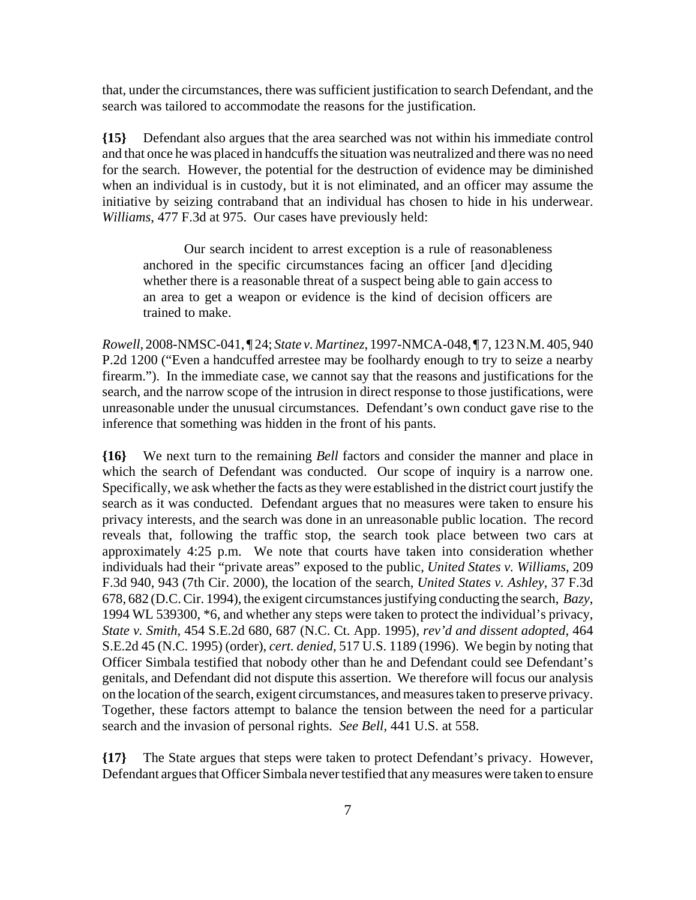that, under the circumstances, there was sufficient justification to search Defendant, and the search was tailored to accommodate the reasons for the justification.

**{15}** Defendant also argues that the area searched was not within his immediate control and that once he was placed in handcuffs the situation was neutralized and there was no need for the search. However, the potential for the destruction of evidence may be diminished when an individual is in custody, but it is not eliminated, and an officer may assume the initiative by seizing contraband that an individual has chosen to hide in his underwear. *Williams*, 477 F.3d at 975. Our cases have previously held:

> Our search incident to arrest exception is a rule of reasonableness anchored in the specific circumstances facing an officer [and d]eciding whether there is a reasonable threat of a suspect being able to gain access to an area to get a weapon or evidence is the kind of decision officers are trained to make.

*Rowell*, 2008-NMSC-041, ¶ 24; *State v. Martinez*, 1997-NMCA-048, ¶ 7, 123 N.M. 405, 940 P.2d 1200 ("Even a handcuffed arrestee may be foolhardy enough to try to seize a nearby firearm."). In the immediate case, we cannot say that the reasons and justifications for the search, and the narrow scope of the intrusion in direct response to those justifications, were unreasonable under the unusual circumstances. Defendant's own conduct gave rise to the inference that something was hidden in the front of his pants.

**{16}** We next turn to the remaining *Bell* factors and consider the manner and place in which the search of Defendant was conducted. Our scope of inquiry is a narrow one. Specifically, we ask whether the facts as they were established in the district court justify the search as it was conducted. Defendant argues that no measures were taken to ensure his privacy interests, and the search was done in an unreasonable public location. The record reveals that, following the traffic stop, the search took place between two cars at approximately 4:25 p.m. We note that courts have taken into consideration whether individuals had their "private areas" exposed to the public, *United States v. Williams*, 209 F.3d 940, 943 (7th Cir. 2000), the location of the search, *United States v. Ashley*, 37 F.3d 678, 682 (D.C. Cir. 1994), the exigent circumstances justifying conducting the search, *Bazy*, 1994 WL 539300, \*6, and whether any steps were taken to protect the individual's privacy, *State v. Smith*, 454 S.E.2d 680, 687 (N.C. Ct. App. 1995), *rev'd and dissent adopted*, 464 S.E.2d 45 (N.C. 1995) (order), *cert. denied*, 517 U.S. 1189 (1996). We begin by noting that Officer Simbala testified that nobody other than he and Defendant could see Defendant's genitals, and Defendant did not dispute this assertion. We therefore will focus our analysis on the location of the search, exigent circumstances, and measures taken to preserve privacy. Together, these factors attempt to balance the tension between the need for a particular search and the invasion of personal rights. *See Bell*, 441 U.S. at 558.

**{17}** The State argues that steps were taken to protect Defendant's privacy. However, Defendant argues that Officer Simbala never testified that any measures were taken to ensure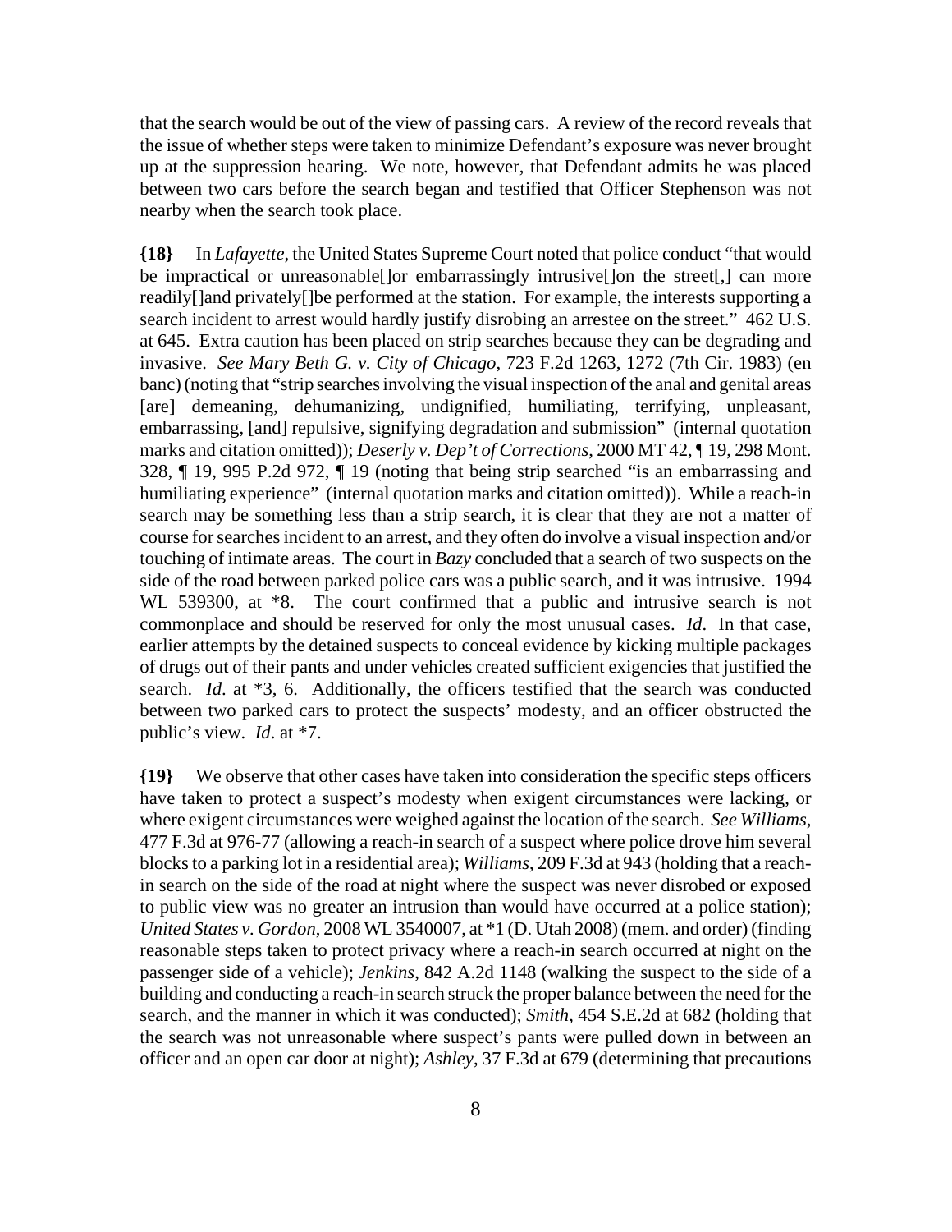that the search would be out of the view of passing cars. A review of the record reveals that the issue of whether steps were taken to minimize Defendant's exposure was never brought up at the suppression hearing. We note, however, that Defendant admits he was placed between two cars before the search began and testified that Officer Stephenson was not nearby when the search took place.

**{18}** In *Lafayette*, the United States Supreme Court noted that police conduct "that would be impractical or unreasonable[]or embarrassingly intrusive[]on the street[,] can more readily[]and privately[]be performed at the station. For example, the interests supporting a search incident to arrest would hardly justify disrobing an arrestee on the street." 462 U.S. at 645. Extra caution has been placed on strip searches because they can be degrading and invasive. *See Mary Beth G. v. City of Chicago*, 723 F.2d 1263, 1272 (7th Cir. 1983) (en banc) (noting that "strip searches involving the visual inspection of the anal and genital areas [are] demeaning, dehumanizing, undignified, humiliating, terrifying, unpleasant, embarrassing, [and] repulsive, signifying degradation and submission" (internal quotation marks and citation omitted)); *Deserly v. Dep't of Corrections*, 2000 MT 42, ¶ 19, 298 Mont. 328, ¶ 19, 995 P.2d 972, ¶ 19 (noting that being strip searched "is an embarrassing and humiliating experience" (internal quotation marks and citation omitted)). While a reach-in search may be something less than a strip search, it is clear that they are not a matter of course for searches incident to an arrest, and they often do involve a visual inspection and/or touching of intimate areas. The court in *Bazy* concluded that a search of two suspects on the side of the road between parked police cars was a public search, and it was intrusive. 1994 WL 539300, at *8. The court confirmed that a public and intrusive search is not commonplace and should be reserved for only the most unusual cases. *Id*. In that case, earlier attempts by the detained suspects to conceal evidence by kicking multiple packages of drugs out of their pants and under vehicles created sufficient exigencies that justified the search. *Id*. at *3, 6. Additionally, the officers testified that the search was conducted between two parked cars to protect the suspects' modesty, and an officer obstructed the public's view. *Id*. at *7.

**{19}** We observe that other cases have taken into consideration the specific steps officers have taken to protect a suspect's modesty when exigent circumstances were lacking, or where exigent circumstances were weighed against the location of the search. *See Williams*, 477 F.3d at 976-77 (allowing a reach-in search of a suspect where police drove him several blocks to a parking lot in a residential area); *Williams*, 209 F.3d at 943 (holding that a reach-in search on the side of the road at night where the suspect was never disrobed or exposed to public view was no greater an intrusion than would have occurred at a police station); *United States v. Gordon*, 2008 WL 3540007, at *1 (D. Utah 2008) (mem. and order) (finding reasonable steps taken to protect privacy where a reach-in search occurred at night on the passenger side of a vehicle); *Jenkins*, 842 A.2d 1148 (walking the suspect to the side of a building and conducting a reach-in search struck the proper balance between the need for the search, and the manner in which it was conducted); *Smith*, 454 S.E.2d at 682 (holding that the search was not unreasonable where suspect's pants were pulled down in between an officer and an open car door at night); *Ashley*, 37 F.3d at 679 (determining that precautions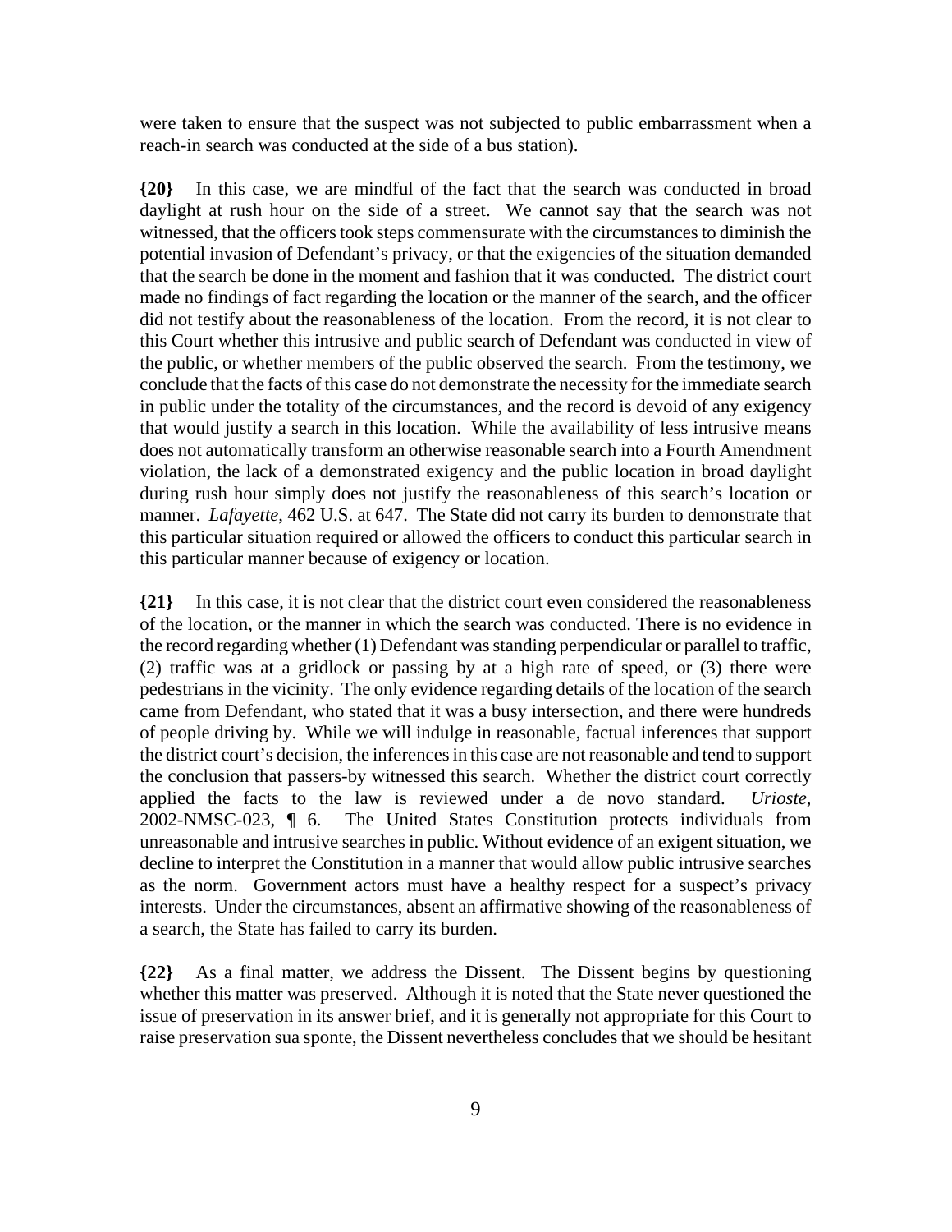were taken to ensure that the suspect was not subjected to public embarrassment when a reach-in search was conducted at the side of a bus station).

**{20}** In this case, we are mindful of the fact that the search was conducted in broad daylight at rush hour on the side of a street. We cannot say that the search was not witnessed, that the officers took steps commensurate with the circumstances to diminish the potential invasion of Defendant's privacy, or that the exigencies of the situation demanded that the search be done in the moment and fashion that it was conducted. The district court made no findings of fact regarding the location or the manner of the search, and the officer did not testify about the reasonableness of the location. From the record, it is not clear to this Court whether this intrusive and public search of Defendant was conducted in view of the public, or whether members of the public observed the search. From the testimony, we conclude that the facts of this case do not demonstrate the necessity for the immediate search in public under the totality of the circumstances, and the record is devoid of any exigency that would justify a search in this location. While the availability of less intrusive means does not automatically transform an otherwise reasonable search into a Fourth Amendment violation, the lack of a demonstrated exigency and the public location in broad daylight during rush hour simply does not justify the reasonableness of this search's location or manner. *Lafayette*, 462 U.S. at 647. The State did not carry its burden to demonstrate that this particular situation required or allowed the officers to conduct this particular search in this particular manner because of exigency or location.

**{21}** In this case, it is not clear that the district court even considered the reasonableness of the location, or the manner in which the search was conducted. There is no evidence in the record regarding whether (1) Defendant was standing perpendicular or parallel to traffic, (2) traffic was at a gridlock or passing by at a high rate of speed, or (3) there were pedestrians in the vicinity. The only evidence regarding details of the location of the search came from Defendant, who stated that it was a busy intersection, and there were hundreds of people driving by. While we will indulge in reasonable, factual inferences that support the district court's decision, the inferences in this case are not reasonable and tend to support the conclusion that passers-by witnessed this search. Whether the district court correctly applied the facts to the law is reviewed under a de novo standard. *Urioste*, 2002-NMSC-023, ¶ 6. The United States Constitution protects individuals from unreasonable and intrusive searches in public. Without evidence of an exigent situation, we decline to interpret the Constitution in a manner that would allow public intrusive searches as the norm. Government actors must have a healthy respect for a suspect's privacy interests. Under the circumstances, absent an affirmative showing of the reasonableness of a search, the State has failed to carry its burden.

**{22}** As a final matter, we address the Dissent. The Dissent begins by questioning whether this matter was preserved. Although it is noted that the State never questioned the issue of preservation in its answer brief, and it is generally not appropriate for this Court to raise preservation sua sponte, the Dissent nevertheless concludes that we should be hesitant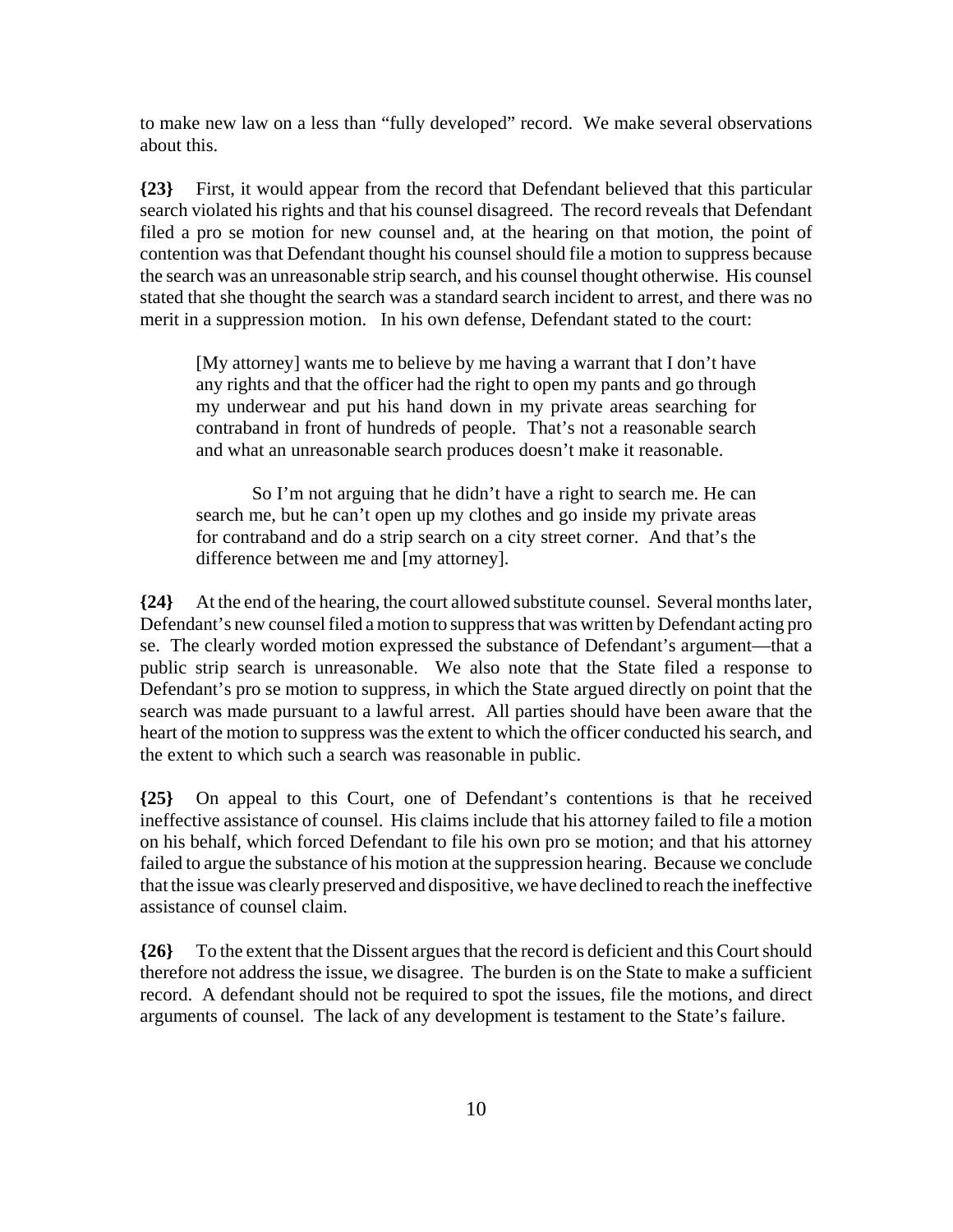to make new law on a less than "fully developed" record. We make several observations about this.

**{23}** First, it would appear from the record that Defendant believed that this particular search violated his rights and that his counsel disagreed. The record reveals that Defendant filed a pro se motion for new counsel and, at the hearing on that motion, the point of contention was that Defendant thought his counsel should file a motion to suppress because the search was an unreasonable strip search, and his counsel thought otherwise. His counsel stated that she thought the search was a standard search incident to arrest, and there was no merit in a suppression motion. In his own defense, Defendant stated to the court:

> [My attorney] wants me to believe by me having a warrant that I don't have any rights and that the officer had the right to open my pants and go through my underwear and put his hand down in my private areas searching for contraband in front of hundreds of people. That's not a reasonable search and what an unreasonable search produces doesn't make it reasonable.
>
> So I'm not arguing that he didn't have a right to search me. He can search me, but he can't open up my clothes and go inside my private areas for contraband and do a strip search on a city street corner. And that's the difference between me and [my attorney].

**{24}** At the end of the hearing, the court allowed substitute counsel. Several months later, Defendant's new counsel filed a motion to suppress that was written by Defendant acting pro se. The clearly worded motion expressed the substance of Defendant's argument—that a public strip search is unreasonable. We also note that the State filed a response to Defendant's pro se motion to suppress, in which the State argued directly on point that the search was made pursuant to a lawful arrest. All parties should have been aware that the heart of the motion to suppress was the extent to which the officer conducted his search, and the extent to which such a search was reasonable in public.

**{25}** On appeal to this Court, one of Defendant's contentions is that he received ineffective assistance of counsel. His claims include that his attorney failed to file a motion on his behalf, which forced Defendant to file his own pro se motion; and that his attorney failed to argue the substance of his motion at the suppression hearing. Because we conclude that the issue was clearly preserved and dispositive, we have declined to reach the ineffective assistance of counsel claim.

**{26}** To the extent that the Dissent argues that the record is deficient and this Court should therefore not address the issue, we disagree. The burden is on the State to make a sufficient record. A defendant should not be required to spot the issues, file the motions, and direct arguments of counsel. The lack of any development is testament to the State's failure.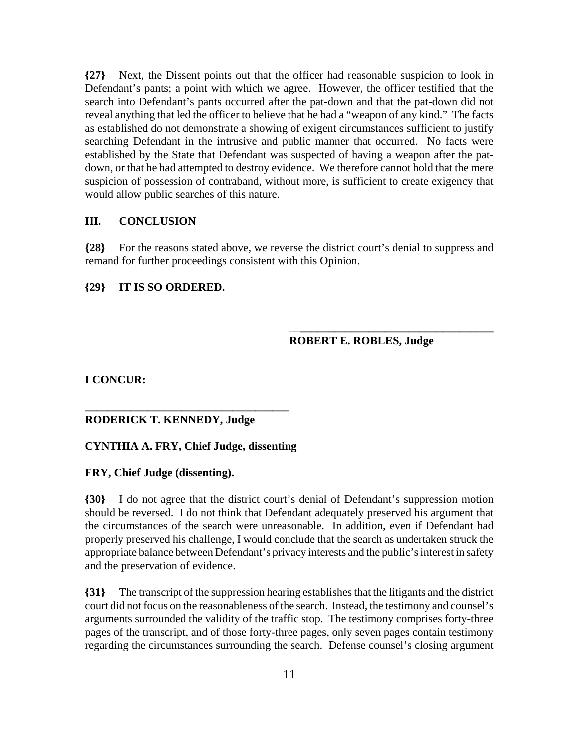**{27}** Next, the Dissent points out that the officer had reasonable suspicion to look in Defendant's pants; a point with which we agree. However, the officer testified that the search into Defendant's pants occurred after the pat-down and that the pat-down did not reveal anything that led the officer to believe that he had a "weapon of any kind." The facts as established do not demonstrate a showing of exigent circumstances sufficient to justify searching Defendant in the intrusive and public manner that occurred. No facts were established by the State that Defendant was suspected of having a weapon after the pat-down, or that he had attempted to destroy evidence. We therefore cannot hold that the mere suspicion of possession of contraband, without more, is sufficient to create exigency that would allow public searches of this nature.

## III. CONCLUSION

**{28}** For the reasons stated above, we reverse the district court's denial to suppress and remand for further proceedings consistent with this Opinion.

**{29} IT IS SO ORDERED.**

___________________________________
**ROBERT E. ROBLES, Judge**

**I CONCUR:**

___________________________________
**RODERICK T. KENNEDY, Judge**

**CYNTHIA A. FRY, Chief Judge, dissenting**

**FRY, Chief Judge (dissenting).**

**{30}** I do not agree that the district court's denial of Defendant's suppression motion should be reversed. I do not think that Defendant adequately preserved his argument that the circumstances of the search were unreasonable. In addition, even if Defendant had properly preserved his challenge, I would conclude that the search as undertaken struck the appropriate balance between Defendant's privacy interests and the public's interest in safety and the preservation of evidence.

**{31}** The transcript of the suppression hearing establishes that the litigants and the district court did not focus on the reasonableness of the search. Instead, the testimony and counsel's arguments surrounded the validity of the traffic stop. The testimony comprises forty-three pages of the transcript, and of those forty-three pages, only seven pages contain testimony regarding the circumstances surrounding the search. Defense counsel's closing argument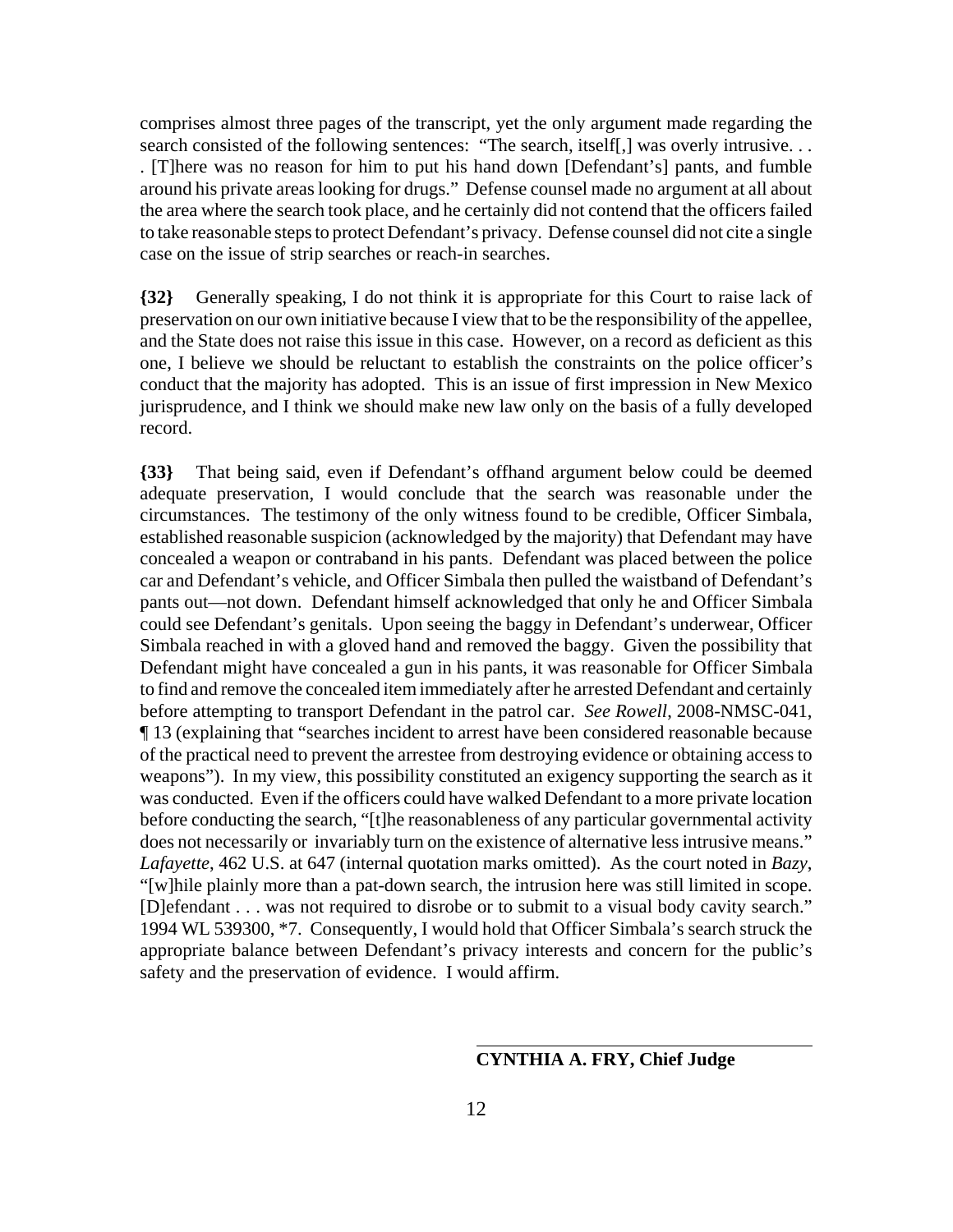comprises almost three pages of the transcript, yet the only argument made regarding the search consisted of the following sentences: "The search, itself[,] was overly intrusive. . . . [T]here was no reason for him to put his hand down [Defendant's] pants, and fumble around his private areas looking for drugs." Defense counsel made no argument at all about the area where the search took place, and he certainly did not contend that the officers failed to take reasonable steps to protect Defendant's privacy. Defense counsel did not cite a single case on the issue of strip searches or reach-in searches.

**{32}** Generally speaking, I do not think it is appropriate for this Court to raise lack of preservation on our own initiative because I view that to be the responsibility of the appellee, and the State does not raise this issue in this case. However, on a record as deficient as this one, I believe we should be reluctant to establish the constraints on the police officer's conduct that the majority has adopted. This is an issue of first impression in New Mexico jurisprudence, and I think we should make new law only on the basis of a fully developed record.

**{33}** That being said, even if Defendant's offhand argument below could be deemed adequate preservation, I would conclude that the search was reasonable under the circumstances. The testimony of the only witness found to be credible, Officer Simbala, established reasonable suspicion (acknowledged by the majority) that Defendant may have concealed a weapon or contraband in his pants. Defendant was placed between the police car and Defendant's vehicle, and Officer Simbala then pulled the waistband of Defendant's pants out—not down. Defendant himself acknowledged that only he and Officer Simbala could see Defendant's genitals. Upon seeing the baggy in Defendant's underwear, Officer Simbala reached in with a gloved hand and removed the baggy. Given the possibility that Defendant might have concealed a gun in his pants, it was reasonable for Officer Simbala to find and remove the concealed item immediately after he arrested Defendant and certainly before attempting to transport Defendant in the patrol car. *See Rowell*, 2008-NMSC-041, ¶ 13 (explaining that "searches incident to arrest have been considered reasonable because of the practical need to prevent the arrestee from destroying evidence or obtaining access to weapons"). In my view, this possibility constituted an exigency supporting the search as it was conducted. Even if the officers could have walked Defendant to a more private location before conducting the search, "[t]he reasonableness of any particular governmental activity does not necessarily or invariably turn on the existence of alternative less intrusive means." *Lafayette*, 462 U.S. at 647 (internal quotation marks omitted). As the court noted in *Bazy*, "[w]hile plainly more than a pat-down search, the intrusion here was still limited in scope. [D]efendant . . . was not required to disrobe or to submit to a visual body cavity search." 1994 WL 539300, *7. Consequently, I would hold that Officer Simbala's search struck the appropriate balance between Defendant's privacy interests and concern for the public's safety and the preservation of evidence. I would affirm.

**CYNTHIA A. FRY, Chief Judge**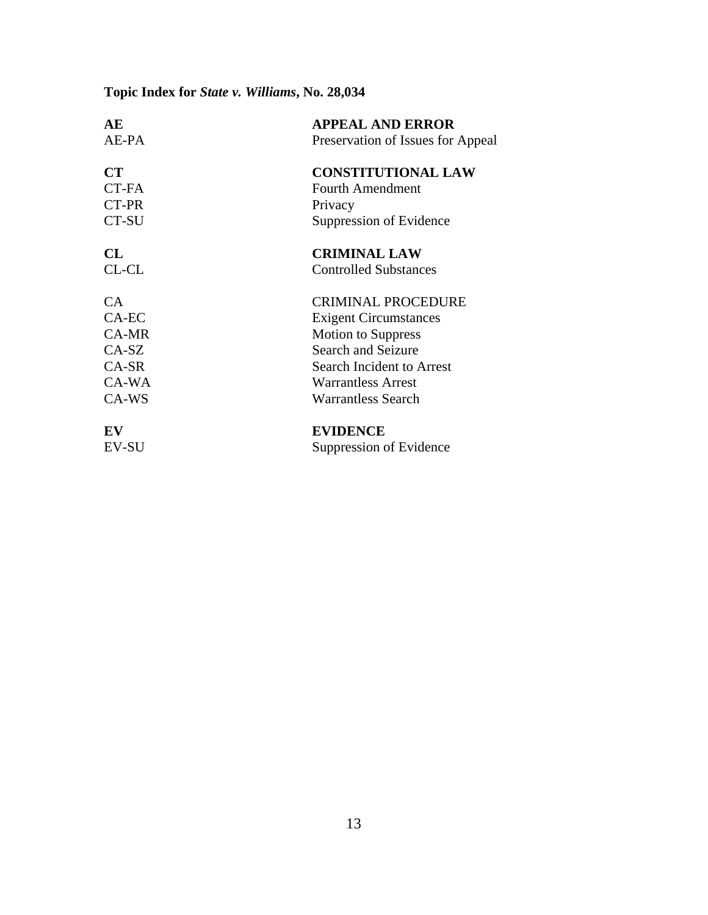**Topic Index for *State v. Williams*, No. 28,034**

| | |
|---|---|
| **AE** | **APPEAL AND ERROR** |
| AE-PA | Preservation of Issues for Appeal |
| | |
| **CT** | **CONSTITUTIONAL LAW** |
| CT-FA | Fourth Amendment |
| CT-PR | Privacy |
| CT-SU | Suppression of Evidence |
| | |
| **CL** | **CRIMINAL LAW** |
| CL-CL | Controlled Substances |
| | |
| CA | CRIMINAL PROCEDURE |
| CA-EC | Exigent Circumstances |
| CA-MR | Motion to Suppress |
| CA-SZ | Search and Seizure |
| CA-SR | Search Incident to Arrest |
| CA-WA | Warrantless Arrest |
| CA-WS | Warrantless Search |
| | |
| **EV** | **EVIDENCE** |
| EV-SU | Suppression of Evidence |